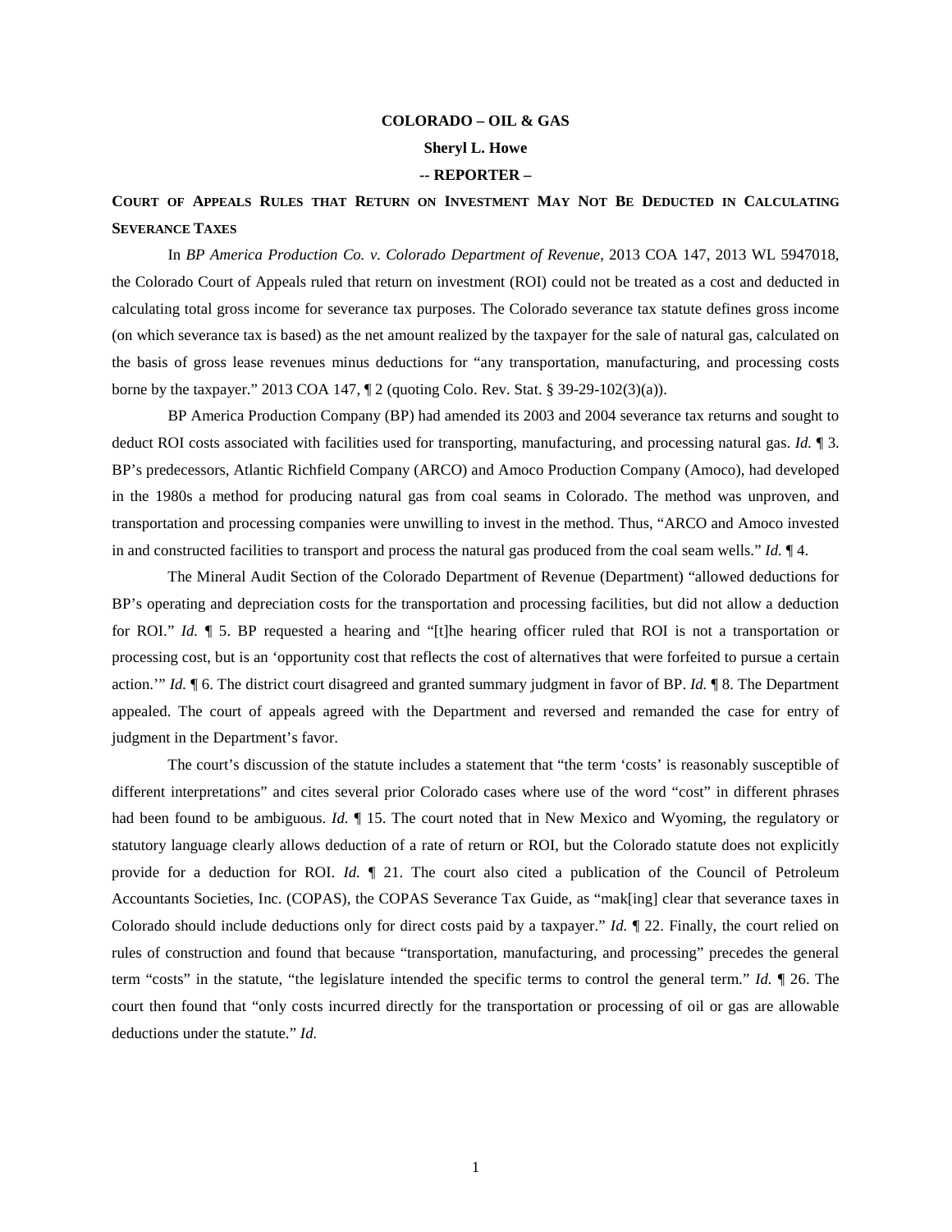**COLORADO – OIL & GAS**

**Sheryl L. Howe**

**-- REPORTER –**

## COURT OF APPEALS RULES THAT RETURN ON INVESTMENT MAY NOT BE DEDUCTED IN CALCULATING SEVERANCE TAXES

In *BP America Production Co. v. Colorado Department of Revenue*, 2013 COA 147, 2013 WL 5947018, the Colorado Court of Appeals ruled that return on investment (ROI) could not be treated as a cost and deducted in calculating total gross income for severance tax purposes. The Colorado severance tax statute defines gross income (on which severance tax is based) as the net amount realized by the taxpayer for the sale of natural gas, calculated on the basis of gross lease revenues minus deductions for "any transportation, manufacturing, and processing costs borne by the taxpayer." 2013 COA 147, ¶ 2 (quoting Colo. Rev. Stat. § 39-29-102(3)(a)).

BP America Production Company (BP) had amended its 2003 and 2004 severance tax returns and sought to deduct ROI costs associated with facilities used for transporting, manufacturing, and processing natural gas. *Id.* ¶ 3. BP's predecessors, Atlantic Richfield Company (ARCO) and Amoco Production Company (Amoco), had developed in the 1980s a method for producing natural gas from coal seams in Colorado. The method was unproven, and transportation and processing companies were unwilling to invest in the method. Thus, "ARCO and Amoco invested in and constructed facilities to transport and process the natural gas produced from the coal seam wells." *Id.* ¶ 4.

The Mineral Audit Section of the Colorado Department of Revenue (Department) "allowed deductions for BP's operating and depreciation costs for the transportation and processing facilities, but did not allow a deduction for ROI." *Id.* ¶ 5. BP requested a hearing and "[t]he hearing officer ruled that ROI is not a transportation or processing cost, but is an 'opportunity cost that reflects the cost of alternatives that were forfeited to pursue a certain action.'" *Id.* ¶ 6. The district court disagreed and granted summary judgment in favor of BP. *Id.* ¶ 8. The Department appealed. The court of appeals agreed with the Department and reversed and remanded the case for entry of judgment in the Department's favor.

The court's discussion of the statute includes a statement that "the term 'costs' is reasonably susceptible of different interpretations" and cites several prior Colorado cases where use of the word "cost" in different phrases had been found to be ambiguous. *Id.* ¶ 15. The court noted that in New Mexico and Wyoming, the regulatory or statutory language clearly allows deduction of a rate of return or ROI, but the Colorado statute does not explicitly provide for a deduction for ROI. *Id.* ¶ 21. The court also cited a publication of the Council of Petroleum Accountants Societies, Inc. (COPAS), the COPAS Severance Tax Guide, as "mak[ing] clear that severance taxes in Colorado should include deductions only for direct costs paid by a taxpayer." *Id.* ¶ 22. Finally, the court relied on rules of construction and found that because "transportation, manufacturing, and processing" precedes the general term "costs" in the statute, "the legislature intended the specific terms to control the general term." *Id.* ¶ 26. The court then found that "only costs incurred directly for the transportation or processing of oil or gas are allowable deductions under the statute." *Id.*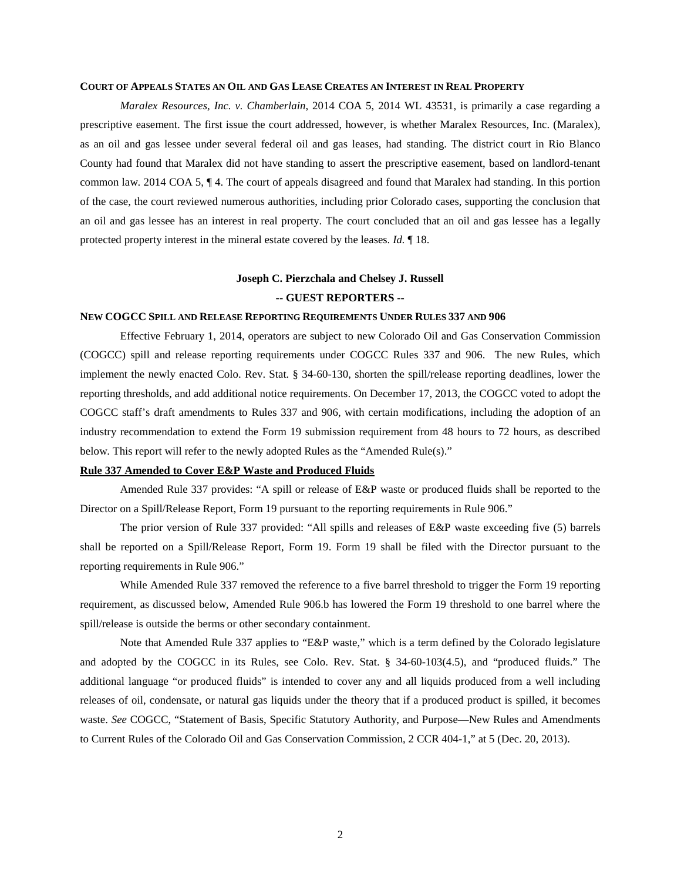### COURT OF APPEALS STATES AN OIL AND GAS LEASE CREATES AN INTEREST IN REAL PROPERTY

*Maralex Resources, Inc. v. Chamberlain*, 2014 COA 5, 2014 WL 43531, is primarily a case regarding a prescriptive easement. The first issue the court addressed, however, is whether Maralex Resources, Inc. (Maralex), as an oil and gas lessee under several federal oil and gas leases, had standing. The district court in Rio Blanco County had found that Maralex did not have standing to assert the prescriptive easement, based on landlord-tenant common law. 2014 COA 5, ¶ 4. The court of appeals disagreed and found that Maralex had standing. In this portion of the case, the court reviewed numerous authorities, including prior Colorado cases, supporting the conclusion that an oil and gas lessee has an interest in real property. The court concluded that an oil and gas lessee has a legally protected property interest in the mineral estate covered by the leases. *Id.* ¶ 18.

**Joseph C. Pierzchala and Chelsey J. Russell**

**-- GUEST REPORTERS --**

### NEW COGCC SPILL AND RELEASE REPORTING REQUIREMENTS UNDER RULES 337 AND 906

Effective February 1, 2014, operators are subject to new Colorado Oil and Gas Conservation Commission (COGCC) spill and release reporting requirements under COGCC Rules 337 and 906. The new Rules, which implement the newly enacted Colo. Rev. Stat. § 34-60-130, shorten the spill/release reporting deadlines, lower the reporting thresholds, and add additional notice requirements. On December 17, 2013, the COGCC voted to adopt the COGCC staff's draft amendments to Rules 337 and 906, with certain modifications, including the adoption of an industry recommendation to extend the Form 19 submission requirement from 48 hours to 72 hours, as described below. This report will refer to the newly adopted Rules as the "Amended Rule(s)."

**Rule 337 Amended to Cover E&P Waste and Produced Fluids**

Amended Rule 337 provides: "A spill or release of E&P waste or produced fluids shall be reported to the Director on a Spill/Release Report, Form 19 pursuant to the reporting requirements in Rule 906."

The prior version of Rule 337 provided: "All spills and releases of E&P waste exceeding five (5) barrels shall be reported on a Spill/Release Report, Form 19. Form 19 shall be filed with the Director pursuant to the reporting requirements in Rule 906."

While Amended Rule 337 removed the reference to a five barrel threshold to trigger the Form 19 reporting requirement, as discussed below, Amended Rule 906.b has lowered the Form 19 threshold to one barrel where the spill/release is outside the berms or other secondary containment.

Note that Amended Rule 337 applies to "E&P waste," which is a term defined by the Colorado legislature and adopted by the COGCC in its Rules, see Colo. Rev. Stat. § 34-60-103(4.5), and "produced fluids." The additional language "or produced fluids" is intended to cover any and all liquids produced from a well including releases of oil, condensate, or natural gas liquids under the theory that if a produced product is spilled, it becomes waste. *See* COGCC, "Statement of Basis, Specific Statutory Authority, and Purpose—New Rules and Amendments to Current Rules of the Colorado Oil and Gas Conservation Commission, 2 CCR 404-1," at 5 (Dec. 20, 2013).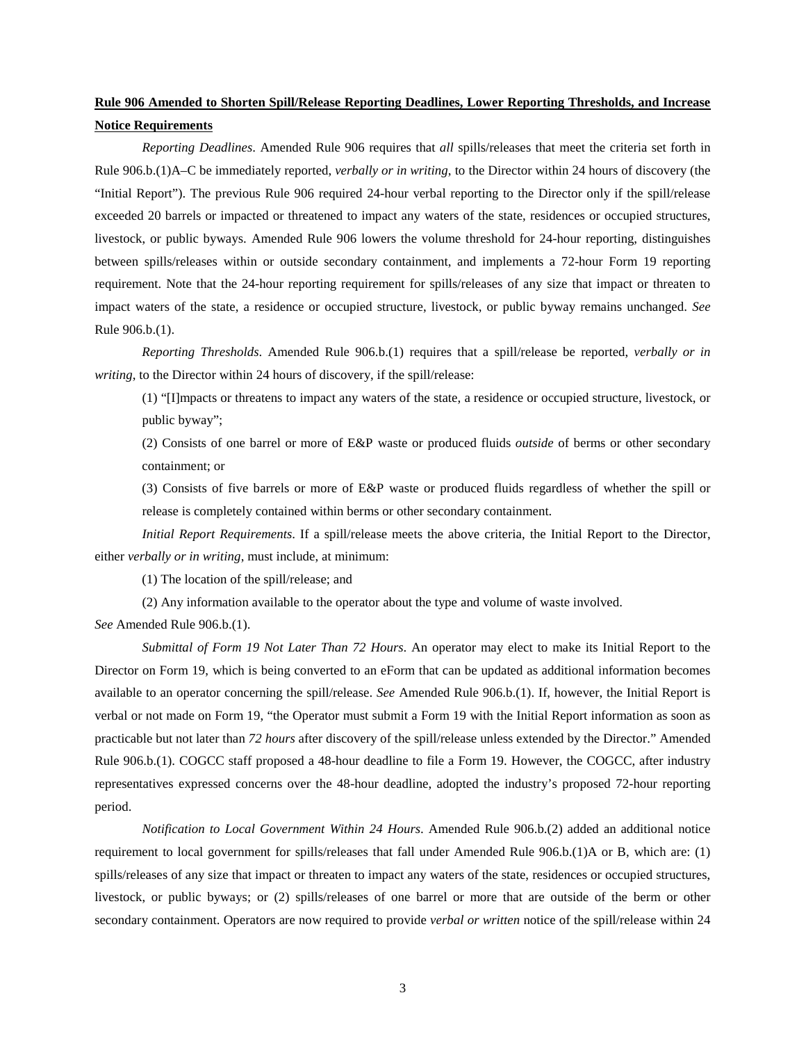**Rule 906 Amended to Shorten Spill/Release Reporting Deadlines, Lower Reporting Thresholds, and Increase Notice Requirements**

*Reporting Deadlines*. Amended Rule 906 requires that *all* spills/releases that meet the criteria set forth in Rule 906.b.(1)A–C be immediately reported, *verbally or in writing*, to the Director within 24 hours of discovery (the "Initial Report"). The previous Rule 906 required 24-hour verbal reporting to the Director only if the spill/release exceeded 20 barrels or impacted or threatened to impact any waters of the state, residences or occupied structures, livestock, or public byways. Amended Rule 906 lowers the volume threshold for 24-hour reporting, distinguishes between spills/releases within or outside secondary containment, and implements a 72-hour Form 19 reporting requirement. Note that the 24-hour reporting requirement for spills/releases of any size that impact or threaten to impact waters of the state, a residence or occupied structure, livestock, or public byway remains unchanged. *See* Rule 906.b.(1).

*Reporting Thresholds*. Amended Rule 906.b.(1) requires that a spill/release be reported, *verbally or in writing*, to the Director within 24 hours of discovery, if the spill/release:

(1) "[I]mpacts or threatens to impact any waters of the state, a residence or occupied structure, livestock, or public byway";

(2) Consists of one barrel or more of E&P waste or produced fluids *outside* of berms or other secondary containment; or

(3) Consists of five barrels or more of E&P waste or produced fluids regardless of whether the spill or release is completely contained within berms or other secondary containment.

*Initial Report Requirements*. If a spill/release meets the above criteria, the Initial Report to the Director, either *verbally or in writing*, must include, at minimum:

(1) The location of the spill/release; and

(2) Any information available to the operator about the type and volume of waste involved.

*See* Amended Rule 906.b.(1).

*Submittal of Form 19 Not Later Than 72 Hours*. An operator may elect to make its Initial Report to the Director on Form 19, which is being converted to an eForm that can be updated as additional information becomes available to an operator concerning the spill/release. *See* Amended Rule 906.b.(1). If, however, the Initial Report is verbal or not made on Form 19, "the Operator must submit a Form 19 with the Initial Report information as soon as practicable but not later than *72 hours* after discovery of the spill/release unless extended by the Director." Amended Rule 906.b.(1). COGCC staff proposed a 48-hour deadline to file a Form 19. However, the COGCC, after industry representatives expressed concerns over the 48-hour deadline, adopted the industry's proposed 72-hour reporting period.

*Notification to Local Government Within 24 Hours*. Amended Rule 906.b.(2) added an additional notice requirement to local government for spills/releases that fall under Amended Rule 906.b.(1)A or B, which are: (1) spills/releases of any size that impact or threaten to impact any waters of the state, residences or occupied structures, livestock, or public byways; or (2) spills/releases of one barrel or more that are outside of the berm or other secondary containment. Operators are now required to provide *verbal or written* notice of the spill/release within 24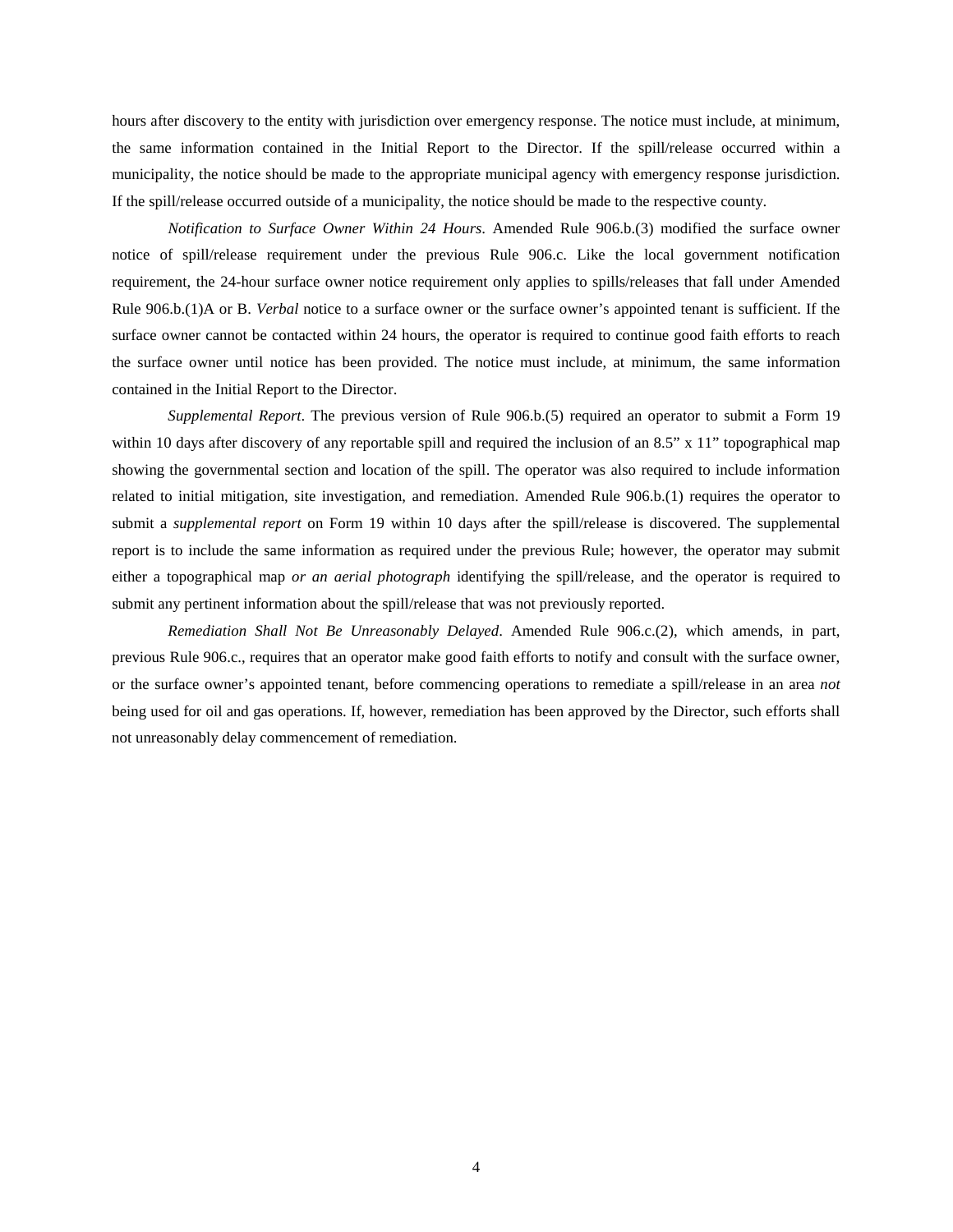hours after discovery to the entity with jurisdiction over emergency response. The notice must include, at minimum, the same information contained in the Initial Report to the Director. If the spill/release occurred within a municipality, the notice should be made to the appropriate municipal agency with emergency response jurisdiction. If the spill/release occurred outside of a municipality, the notice should be made to the respective county.

*Notification to Surface Owner Within 24 Hours*. Amended Rule 906.b.(3) modified the surface owner notice of spill/release requirement under the previous Rule 906.c. Like the local government notification requirement, the 24-hour surface owner notice requirement only applies to spills/releases that fall under Amended Rule 906.b.(1)A or B. *Verbal* notice to a surface owner or the surface owner's appointed tenant is sufficient. If the surface owner cannot be contacted within 24 hours, the operator is required to continue good faith efforts to reach the surface owner until notice has been provided. The notice must include, at minimum, the same information contained in the Initial Report to the Director.

*Supplemental Report*. The previous version of Rule 906.b.(5) required an operator to submit a Form 19 within 10 days after discovery of any reportable spill and required the inclusion of an 8.5" x 11" topographical map showing the governmental section and location of the spill. The operator was also required to include information related to initial mitigation, site investigation, and remediation. Amended Rule 906.b.(1) requires the operator to submit a *supplemental report* on Form 19 within 10 days after the spill/release is discovered. The supplemental report is to include the same information as required under the previous Rule; however, the operator may submit either a topographical map *or an aerial photograph* identifying the spill/release, and the operator is required to submit any pertinent information about the spill/release that was not previously reported.

*Remediation Shall Not Be Unreasonably Delayed*. Amended Rule 906.c.(2), which amends, in part, previous Rule 906.c., requires that an operator make good faith efforts to notify and consult with the surface owner, or the surface owner's appointed tenant, before commencing operations to remediate a spill/release in an area *not* being used for oil and gas operations. If, however, remediation has been approved by the Director, such efforts shall not unreasonably delay commencement of remediation.